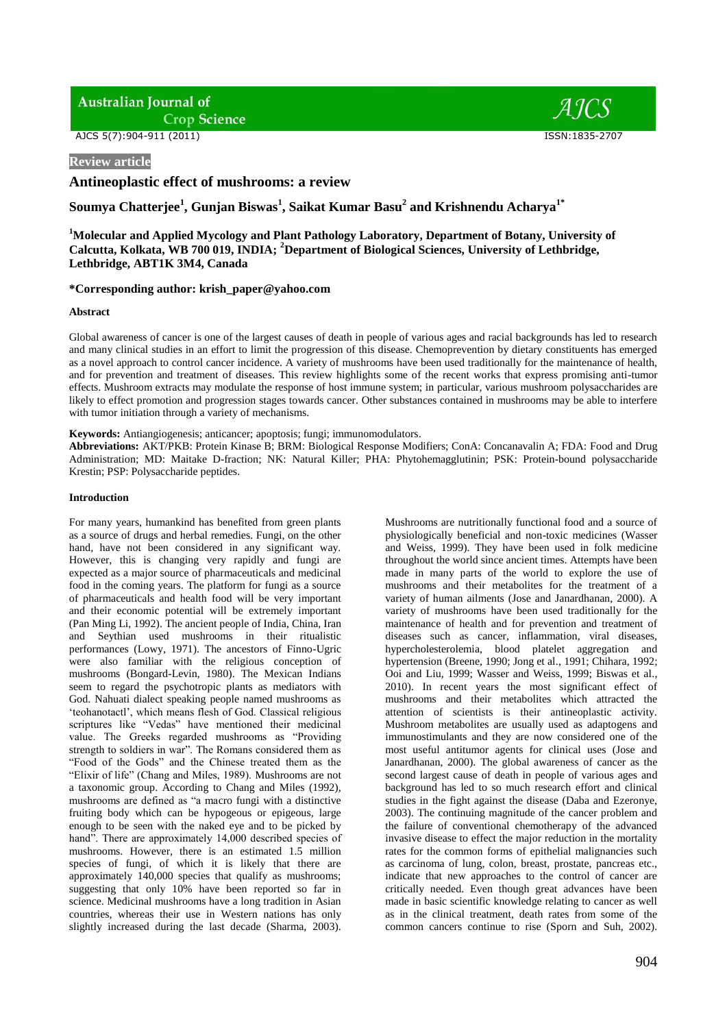Review article

# Antineoplastic effect of mushrooms: a review

**Soumya Chatterjee[1], Gunjan Biswas[1], Saikat Kumar Basu[2] and Krishnendu Acharya[1*]**

[1]Molecular and Applied Mycology and Plant Pathology Laboratory, Department of Botany, University of Calcutta, Kolkata, WB 700 019, INDIA; [2]Department of Biological Sciences, University of Lethbridge, Lethbridge, ABT1K 3M4, Canada

**\*Corresponding author: krish_paper@yahoo.com**

### Abstract

Global awareness of cancer is one of the largest causes of death in people of various ages and racial backgrounds has led to research and many clinical studies in an effort to limit the progression of this disease. Chemoprevention by dietary constituents have emerged as a novel approach to control cancer incidence. A variety of mushrooms have been used traditionally for the maintenance of health, and for prevention and treatment of diseases. This review highlights some of the recent works that express promising anti-tumor effects. Mushroom extracts may modulate the response of host immune system; in particular, various mushroom polysaccharides are likely to effect promotion and progression stages towards cancer. Other substances contained in mushrooms may be able to interfere with tumor initiation through a variety of mechanisms.

**Keywords:** Antiangiogenesis; anticancer; apoptosis; fungi; immunomodulators.

**Abbreviations:** AKT/PKB: Protein Kinase B; BRM: Biological Response Modifiers; ConA: Concanavalin A; FDA: Food and Drug Administration; MD: Maitake D-fraction; NK: Natural Killer; PHA: Phytohemagglutinin; PSK: Protein-bound polysaccharide Krestin; PSP: Polysaccharide peptides.

### Introduction

For many years, humankind has benefited from green plants as a source of drugs and herbal remedies. Fungi, on the other hand, have not been considered in any significant way. However, this is changing very rapidly and fungi are expected as a major source of pharmaceuticals and medicinal food in the coming years. The platform for fungi as a source of pharmaceuticals and health food will be very important and their economic potential will be extremely important (Pan Ming Li, 1992). The ancient people of India, China, Iran and Seythian used mushrooms in their ritualistic performances (Lowy, 1971). The ancestors of Finno-Ugric were also familiar with the religious conception of mushrooms (Bongard-Levin, 1980). The Mexican Indians seem to regard the psychotropic plants as mediators with God. Nahuati dialect speaking people named mushrooms as 'teohanotactl', which means flesh of God. Classical religious scriptures like "Vedas" have mentioned their medicinal value. The Greeks regarded mushrooms as "Providing strength to soldiers in war". The Romans considered them as "Food of the Gods" and the Chinese treated them as the "Elixir of life" (Chang and Miles, 1989). Mushrooms are not a taxonomic group. According to Chang and Miles (1992), mushrooms are defined as "a macro fungi with a distinctive fruiting body which can be hypogeous or epigeous, large enough to be seen with the naked eye and to be picked by hand". There are approximately 14,000 described species of mushrooms. However, there is an estimated 1.5 million species of fungi, of which it is likely that there are approximately 140,000 species that qualify as mushrooms; suggesting that only 10% have been reported so far in science. Medicinal mushrooms have a long tradition in Asian countries, whereas their use in Western nations has only slightly increased during the last decade (Sharma, 2003).

Mushrooms are nutritionally functional food and a source of physiologically beneficial and non-toxic medicines (Wasser and Weiss, 1999). They have been used in folk medicine throughout the world since ancient times. Attempts have been made in many parts of the world to explore the use of mushrooms and their metabolites for the treatment of a variety of human ailments (Jose and Janardhanan, 2000). A variety of mushrooms have been used traditionally for the maintenance of health and for prevention and treatment of diseases such as cancer, inflammation, viral diseases, hypercholesterolemia, blood platelet aggregation and hypertension (Breene, 1990; Jong et al., 1991; Chihara, 1992; Ooi and Liu, 1999; Wasser and Weiss, 1999; Biswas et al., 2010). In recent years the most significant effect of mushrooms and their metabolites which attracted the attention of scientists is their antineoplastic activity. Mushroom metabolites are usually used as adaptogens and immunostimulants and they are now considered one of the most useful antitumor agents for clinical uses (Jose and Janardhanan, 2000). The global awareness of cancer as the second largest cause of death in people of various ages and background has led to so much research effort and clinical studies in the fight against the disease (Daba and Ezeronye, 2003). The continuing magnitude of the cancer problem and the failure of conventional chemotherapy of the advanced invasive disease to effect the major reduction in the mortality rates for the common forms of epithelial malignancies such as carcinoma of lung, colon, breast, prostate, pancreas etc., indicate that new approaches to the control of cancer are critically needed. Even though great advances have been made in basic scientific knowledge relating to cancer as well as in the clinical treatment, death rates from some of the common cancers continue to rise (Sporn and Suh, 2002).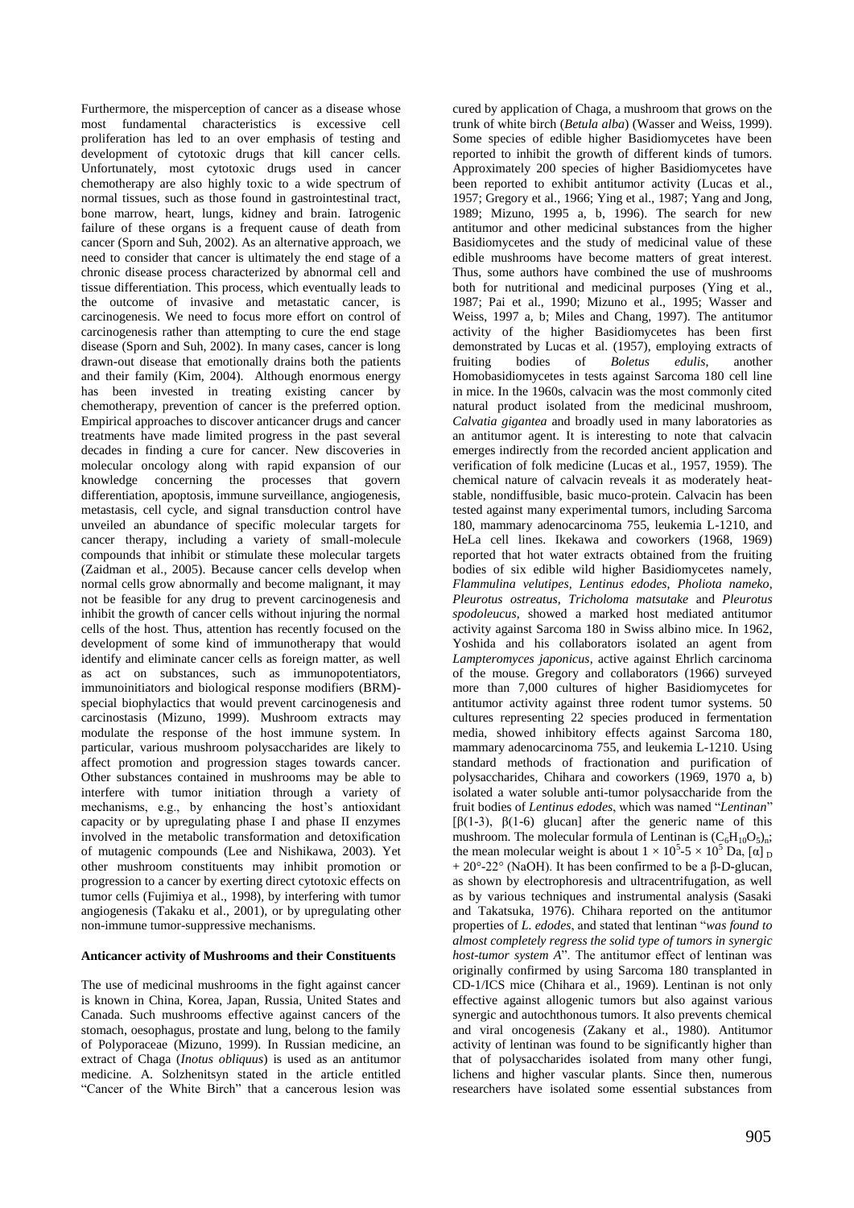Furthermore, the misperception of cancer as a disease whose most fundamental characteristics is excessive cell proliferation has led to an over emphasis of testing and development of cytotoxic drugs that kill cancer cells. Unfortunately, most cytotoxic drugs used in cancer chemotherapy are also highly toxic to a wide spectrum of normal tissues, such as those found in gastrointestinal tract, bone marrow, heart, lungs, kidney and brain. Iatrogenic failure of these organs is a frequent cause of death from cancer (Sporn and Suh, 2002). As an alternative approach, we need to consider that cancer is ultimately the end stage of a chronic disease process characterized by abnormal cell and tissue differentiation. This process, which eventually leads to the outcome of invasive and metastatic cancer, is carcinogenesis. We need to focus more effort on control of carcinogenesis rather than attempting to cure the end stage disease (Sporn and Suh, 2002). In many cases, cancer is long drawn-out disease that emotionally drains both the patients and their family (Kim, 2004). Although enormous energy has been invested in treating existing cancer by chemotherapy, prevention of cancer is the preferred option. Empirical approaches to discover anticancer drugs and cancer treatments have made limited progress in the past several decades in finding a cure for cancer. New discoveries in molecular oncology along with rapid expansion of our knowledge concerning the processes that govern differentiation, apoptosis, immune surveillance, angiogenesis, metastasis, cell cycle, and signal transduction control have unveiled an abundance of specific molecular targets for cancer therapy, including a variety of small-molecule compounds that inhibit or stimulate these molecular targets (Zaidman et al., 2005). Because cancer cells develop when normal cells grow abnormally and become malignant, it may not be feasible for any drug to prevent carcinogenesis and inhibit the growth of cancer cells without injuring the normal cells of the host. Thus, attention has recently focused on the development of some kind of immunotherapy that would identify and eliminate cancer cells as foreign matter, as well as act on substances, such as immunopotentiators, immunoinitiators and biological response modifiers (BRM)-special biophylactics that would prevent carcinogenesis and carcinostasis (Mizuno, 1999). Mushroom extracts may modulate the response of the host immune system. In particular, various mushroom polysaccharides are likely to affect promotion and progression stages towards cancer. Other substances contained in mushrooms may be able to interfere with tumor initiation through a variety of mechanisms, e.g., by enhancing the host's antioxidant capacity or by upregulating phase I and phase II enzymes involved in the metabolic transformation and detoxification of mutagenic compounds (Lee and Nishikawa, 2003). Yet other mushroom constituents may inhibit promotion or progression to a cancer by exerting direct cytotoxic effects on tumor cells (Fujimiya et al., 1998), by interfering with tumor angiogenesis (Takaku et al., 2001), or by upregulating other non-immune tumor-suppressive mechanisms.

**Anticancer activity of Mushrooms and their Constituents**

The use of medicinal mushrooms in the fight against cancer is known in China, Korea, Japan, Russia, United States and Canada. Such mushrooms effective against cancers of the stomach, oesophagus, prostate and lung, belong to the family of Polyporaceae (Mizuno, 1999). In Russian medicine, an extract of Chaga (*Inotus obliquus*) is used as an antitumor medicine. A. Solzhenitsyn stated in the article entitled "Cancer of the White Birch" that a cancerous lesion was cured by application of Chaga, a mushroom that grows on the trunk of white birch (*Betula alba*) (Wasser and Weiss, 1999). Some species of edible higher Basidiomycetes have been reported to inhibit the growth of different kinds of tumors. Approximately 200 species of higher Basidiomycetes have been reported to exhibit antitumor activity (Lucas et al., 1957; Gregory et al., 1966; Ying et al., 1987; Yang and Jong, 1989; Mizuno, 1995 a, b, 1996). The search for new antitumor and other medicinal substances from the higher Basidiomycetes and the study of medicinal value of these edible mushrooms have become matters of great interest. Thus, some authors have combined the use of mushrooms both for nutritional and medicinal purposes (Ying et al., 1987; Pai et al., 1990; Mizuno et al., 1995; Wasser and Weiss, 1997 a, b; Miles and Chang, 1997). The antitumor activity of the higher Basidiomycetes has been first demonstrated by Lucas et al. (1957), employing extracts of fruiting bodies of *Boletus edulis*, another Homobasidiomycetes in tests against Sarcoma 180 cell line in mice. In the 1960s, calvacin was the most commonly cited natural product isolated from the medicinal mushroom, *Calvatia gigantea* and broadly used in many laboratories as an antitumor agent. It is interesting to note that calvacin emerges indirectly from the recorded ancient application and verification of folk medicine (Lucas et al., 1957, 1959). The chemical nature of calvacin reveals it as moderately heat-stable, nondiffusible, basic muco-protein. Calvacin has been tested against many experimental tumors, including Sarcoma 180, mammary adenocarcinoma 755, leukemia L-1210, and HeLa cell lines. Ikekawa and coworkers (1968, 1969) reported that hot water extracts obtained from the fruiting bodies of six edible wild higher Basidiomycetes namely, *Flammulina velutipes*, *Lentinus edodes*, *Pholiota nameko*, *Pleurotus ostreatus*, *Tricholoma matsutake* and *Pleurotus spodoleucus*, showed a marked host mediated antitumor activity against Sarcoma 180 in Swiss albino mice. In 1962, Yoshida and his collaborators isolated an agent from *Lampteromyces japonicus*, active against Ehrlich carcinoma of the mouse. Gregory and collaborators (1966) surveyed more than 7,000 cultures of higher Basidiomycetes for antitumor activity against three rodent tumor systems. 50 cultures representing 22 species produced in fermentation media, showed inhibitory effects against Sarcoma 180, mammary adenocarcinoma 755, and leukemia L-1210. Using standard methods of fractionation and purification of polysaccharides, Chihara and coworkers (1969, 1970 a, b) isolated a water soluble anti-tumor polysaccharide from the fruit bodies of *Lentinus edodes*, which was named "*Lentinan*" [β(1-3), β(1-6) glucan] after the generic name of this mushroom. The molecular formula of Lentinan is $(C_6H_{10}O_5)_n$; the mean molecular weight is about $1 \times 10^5$-$5 \times 10^5$ Da, $[\alpha]_D$ + 20°-22° (NaOH). It has been confirmed to be a β-D-glucan, as shown by electrophoresis and ultracentrifugation, as well as by various techniques and instrumental analysis (Sasaki and Takatsuka, 1976). Chihara reported on the antitumor properties of *L. edodes*, and stated that lentinan "*was found to almost completely regress the solid type of tumors in synergic host-tumor system A*". The antitumor effect of lentinan was originally confirmed by using Sarcoma 180 transplanted in CD-1/ICS mice (Chihara et al., 1969). Lentinan is not only effective against allogenic tumors but also against various synergic and autochthonous tumors. It also prevents chemical and viral oncogenesis (Zakany et al., 1980). Antitumor activity of lentinan was found to be significantly higher than that of polysaccharides isolated from many other fungi, lichens and higher vascular plants. Since then, numerous researchers have isolated some essential substances from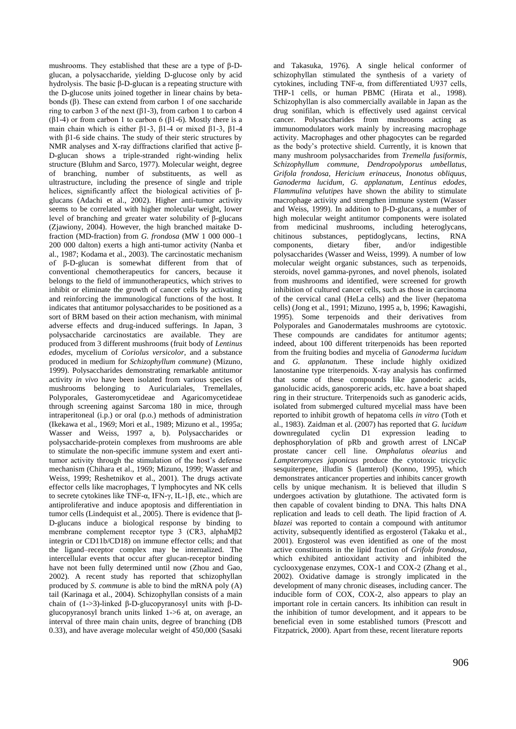mushrooms. They established that these are a type of β-D-glucan, a polysaccharide, yielding D-glucose only by acid hydrolysis. The basic β-D-glucan is a repeating structure with the D-glucose units joined together in linear chains by beta-bonds (β). These can extend from carbon 1 of one saccharide ring to carbon 3 of the next (β1-3), from carbon 1 to carbon 4 (β1-4) or from carbon 1 to carbon 6 (β1-6). Mostly there is a main chain which is either β1-3, β1-4 or mixed β1-3, β1-4 with β1-6 side chains. The study of their steric structures by NMR analyses and X-ray diffractions clarified that active β-D-glucan shows a triple-stranded right-winding helix structure (Bluhm and Sarco, 1977). Molecular weight, degree of branching, number of substituents, as well as ultrastructure, including the presence of single and triple helices, significantly affect the biological activities of β-glucans (Adachi et al., 2002). Higher anti-tumor activity seems to be correlated with higher molecular weight, lower level of branching and greater water solubility of β-glucans (Zjawiony, 2004). However, the high branched maitake D-fraction (MD-fraction) from *G. frondosa* (MW 1 000 000–1 200 000 dalton) exerts a high anti-tumor activity (Nanba et al., 1987; Kodama et al., 2003). The carcinostatic mechanism of β-D-glucan is somewhat different from that of conventional chemotherapeutics for cancers, because it belongs to the field of immunotherapeutics, which strives to inhibit or eliminate the growth of cancer cells by activating and reinforcing the immunological functions of the host. It indicates that antitumor polysaccharides to be positioned as a sort of BRM based on their action mechanism, with minimal adverse effects and drug-induced sufferings. In Japan, 3 polysaccharide carcinostatics are available. They are produced from 3 different mushrooms (fruit body of *Lentinus edodes*, mycelium of *Coriolus versicolor*, and a substance produced in medium for *Schizophyllum commune*) (Mizuno, 1999). Polysaccharides demonstrating remarkable antitumor activity *in vivo* have been isolated from various species of mushrooms belonging to Auriculariales, Tremellales, Polyporales, Gasteromycetideae and Agaricomycetideae through screening against Sarcoma 180 in mice, through intraperitoneal (i.p.) or oral (p.o.) methods of administration (Ikekawa et al., 1969; Mori et al., 1989; Mizuno et al., 1995a; Wasser and Weiss, 1997 a, b). Polysaccharides or polysaccharide-protein complexes from mushrooms are able to stimulate the non-specific immune system and exert anti-tumor activity through the stimulation of the host's defense mechanism (Chihara et al., 1969; Mizuno, 1999; Wasser and Weiss, 1999; Reshetnikov et al., 2001). The drugs activate effector cells like macrophages, T lymphocytes and NK cells to secrete cytokines like TNF-α, IFN-γ, IL-1β, etc., which are antiproliferative and induce apoptosis and differentiation in tumor cells (Lindequist et al., 2005). There is evidence that β-D-glucans induce a biological response by binding to membrane complement receptor type 3 (CR3, alphaMβ2 integrin or CD11b/CD18) on immune effector cells; and that the ligand–receptor complex may be internalized. The intercellular events that occur after glucan-receptor binding have not been fully determined until now (Zhou and Gao, 2002). A recent study has reported that schizophyllan produced by *S. commune* is able to bind the mRNA poly (A) tail (Karinaga et al., 2004). Schizophyllan consists of a main chain of (1->3)-linked β-D-glucopyranosyl units with β-D-glucopyranosyl branch units linked 1->6 at, on average, an interval of three main chain units, degree of branching (DB 0.33), and have average molecular weight of 450,000 (Sasaki and Takasuka, 1976). A single helical conformer of schizophyllan stimulated the synthesis of a variety of cytokines, including TNF-α, from differentiated U937 cells, THP-1 cells, or human PBMC (Hirata et al., 1998). Schizophyllan is also commercially available in Japan as the drug sonifilan, which is effectively used against cervical cancer. Polysaccharides from mushrooms acting as immunomodulators work mainly by increasing macrophage activity. Macrophages and other phagocytes can be regarded as the body's protective shield. Currently, it is known that many mushroom polysaccharides from *Tremella fusiformis, Schizophyllum commune, Dendropolyporus umbellatus, Grifola frondosa, Hericium erinaceus, Inonotus obliquus, Ganoderma lucidum, G. applanatum, Lentinus edodes, Flammulina velutipes* have shown the ability to stimulate macrophage activity and strengthen immune system (Wasser and Weiss, 1999). In addition to β-D-glucans, a number of high molecular weight antitumor components were isolated from medicinal mushrooms, including heteroglycans, chitinous substances, peptidoglycans, lectins, RNA components, dietary fiber, and/or indigestible polysaccharides (Wasser and Weiss, 1999). A number of low molecular weight organic substances, such as terpenoids, steroids, novel gamma-pyrones, and novel phenols, isolated from mushrooms and identified, were screened for growth inhibition of cultured cancer cells, such as those in carcinoma of the cervical canal (HeLa cells) and the liver (hepatoma cells) (Jong et al., 1991; Mizuno, 1995 a, b, 1996; Kawagishi, 1995). Some terpenoids and their derivatives from Polyporales and Ganodermatales mushrooms are cytotoxic. These compounds are candidates for antitumor agents; indeed, about 100 different triterpenoids has been reported from the fruiting bodies and mycelia of *Ganoderma lucidum* and *G. applanatum*. These include highly oxidized lanostanine type triterpenoids. X-ray analysis has confirmed that some of these compounds like ganoderic acids, ganolucidic acids, ganosporeric acids, etc. have a boat shaped ring in their structure. Triterpenoids such as ganoderic acids, isolated from submerged cultured mycelial mass have been reported to inhibit growth of hepatoma cells *in vitro* (Toth et al., 1983). Zaidman et al. (2007) has reported that *G. lucidum* downregulated cyclin D1 expression leading to dephosphorylation of pRb and growth arrest of LNCaP prostate cancer cell line. *Omphalatus olearius* and *Lampteromyces japonicus* produce the cytotoxic tricyclic sesquiterpene, illudin S (lamterol) (Konno, 1995), which demonstrates anticancer properties and inhibits cancer growth cells by unique mechanism. It is believed that illudin S undergoes activation by glutathione. The activated form is then capable of covalent binding to DNA. This halts DNA replication and leads to cell death. The lipid fraction of *A. blazei* was reported to contain a compound with antitumor activity, subsequently identified as ergosterol (Takaku et al., 2001). Ergosterol was even identified as one of the most active constituents in the lipid fraction of *Grifola frondosa*, which exhibited antioxidant activity and inhibited the cyclooxygenase enzymes, COX-1 and COX-2 (Zhang et al., 2002). Oxidative damage is strongly implicated in the development of many chronic diseases, including cancer. The inducible form of COX, COX-2, also appears to play an important role in certain cancers. Its inhibition can result in the inhibition of tumor development, and it appears to be beneficial even in some established tumors (Prescott and Fitzpatrick, 2000). Apart from these, recent literature reports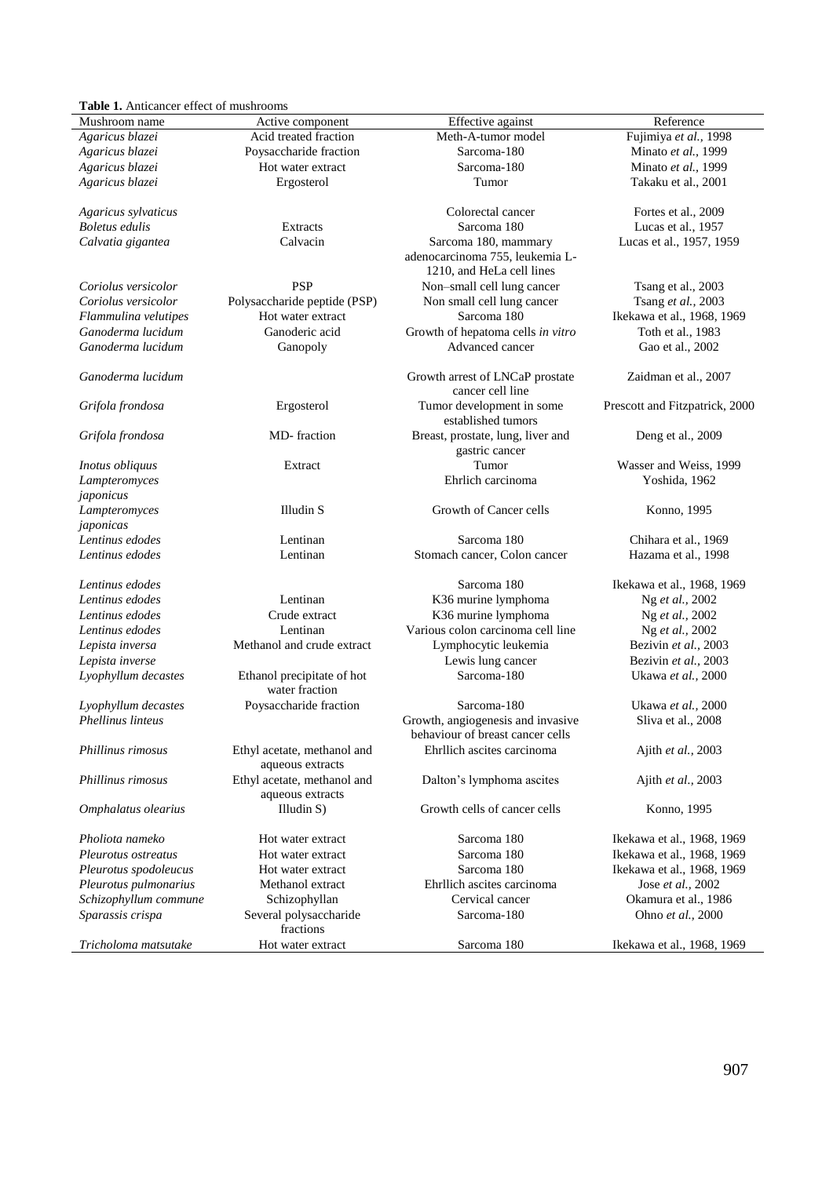**Table 1.** Anticancer effect of mushrooms

| Mushroom name | Active component | Effective against | Reference |
|---|---|---|---|
| *Agaricus blazei* | Acid treated fraction | Meth-A-tumor model | Fujimiya *et al.,* 1998 |
| *Agaricus blazei* | Poysaccharide fraction | Sarcoma-180 | Minato *et al.,* 1999 |
| *Agaricus blazei* | Hot water extract | Sarcoma-180 | Minato *et al.,* 1999 |
| *Agaricus blazei* | Ergosterol | Tumor | Takaku et al., 2001 |
| *Agaricus sylvaticus* | | Colorectal cancer | Fortes et al., 2009 |
| *Boletus edulis* | Extracts | Sarcoma 180 | Lucas et al., 1957 |
| *Calvatia gigantea* | Calvacin | Sarcoma 180, mammary adenocarcinoma 755, leukemia L-1210, and HeLa cell lines | Lucas et al., 1957, 1959 |
| *Coriolus versicolor* | PSP | Non–small cell lung cancer | Tsang et al., 2003 |
| *Coriolus versicolor* | Polysaccharide peptide (PSP) | Non small cell lung cancer | Tsang *et al.,* 2003 |
| *Flammulina velutipes* | Hot water extract | Sarcoma 180 | Ikekawa et al., 1968, 1969 |
| *Ganoderma lucidum* | Ganoderic acid | Growth of hepatoma cells *in vitro* | Toth et al., 1983 |
| *Ganoderma lucidum* | Ganopoly | Advanced cancer | Gao et al., 2002 |
| *Ganoderma lucidum* | | Growth arrest of LNCaP prostate cancer cell line | Zaidman et al., 2007 |
| *Grifola frondosa* | Ergosterol | Tumor development in some established tumors | Prescott and Fitzpatrick, 2000 |
| *Grifola frondosa* | MD- fraction | Breast, prostate, lung, liver and gastric cancer | Deng et al., 2009 |
| *Inotus obliquus* | Extract | Tumor | Wasser and Weiss, 1999 |
| *Lampteromyces japonicus* | | Ehrlich carcinoma | Yoshida, 1962 |
| *Lampteromyces japonicas* | Illudin S | Growth of Cancer cells | Konno, 1995 |
| *Lentinus edodes* | Lentinan | Sarcoma 180 | Chihara et al., 1969 |
| *Lentinus edodes* | Lentinan | Stomach cancer, Colon cancer | Hazama et al., 1998 |
| *Lentinus edodes* | | Sarcoma 180 | Ikekawa et al., 1968, 1969 |
| *Lentinus edodes* | Lentinan | K36 murine lymphoma | Ng *et al.,* 2002 |
| *Lentinus edodes* | Crude extract | K36 murine lymphoma | Ng *et al.,* 2002 |
| *Lentinus edodes* | Lentinan | Various colon carcinoma cell line | Ng *et al.,* 2002 |
| *Lepista inversa* | Methanol and crude extract | Lymphocytic leukemia | Bezivin *et al.,* 2003 |
| *Lepista inverse* | | Lewis lung cancer | Bezivin *et al.,* 2003 |
| *Lyophyllum decastes* | Ethanol precipitate of hot water fraction | Sarcoma-180 | Ukawa *et al.,* 2000 |
| *Lyophyllum decastes* | Poysaccharide fraction | Sarcoma-180 | Ukawa *et al.,* 2000 |
| *Phellinus linteus* | | Growth, angiogenesis and invasive behaviour of breast cancer cells | Sliva et al., 2008 |
| *Phillinus rimosus* | Ethyl acetate, methanol and aqueous extracts | Ehrllich ascites carcinoma | Ajith *et al.,* 2003 |
| *Phillinus rimosus* | Ethyl acetate, methanol and aqueous extracts | Dalton's lymphoma ascites | Ajith *et al.,* 2003 |
| *Omphalatus olearius* | Illudin S) | Growth cells of cancer cells | Konno, 1995 |
| *Pholiota nameko* | Hot water extract | Sarcoma 180 | Ikekawa et al., 1968, 1969 |
| *Pleurotus ostreatus* | Hot water extract | Sarcoma 180 | Ikekawa et al., 1968, 1969 |
| *Pleurotus spodoleucus* | Hot water extract | Sarcoma 180 | Ikekawa et al., 1968, 1969 |
| *Pleurotus pulmonarius* | Methanol extract | Ehrllich ascites carcinoma | Jose *et al.,* 2002 |
| *Schizophyllum commune* | Schizophyllan | Cervical cancer | Okamura et al., 1986 |
| *Sparassis crispa* | Several polysaccharide fractions | Sarcoma-180 | Ohno *et al.,* 2000 |
| *Tricholoma matsutake* | Hot water extract | Sarcoma 180 | Ikekawa et al., 1968, 1969 |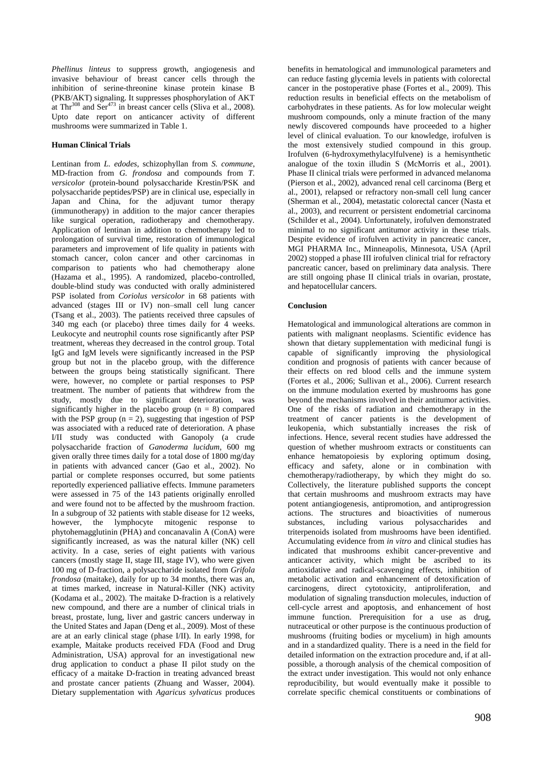*Phellinus linteus* to suppress growth, angiogenesis and invasive behaviour of breast cancer cells through the inhibition of serine-threonine kinase protein kinase B (PKB/AKT) signaling. It suppresses phosphorylation of AKT at $Thr^{308}$ and $Ser^{473}$ in breast cancer cells (Sliva et al., 2008). Upto date report on anticancer activity of different mushrooms were summarized in Table 1.

**Human Clinical Trials**

Lentinan from *L. edodes*, schizophyllan from *S. commune*, MD-fraction from *G. frondosa* and compounds from *T. versicolor* (protein-bound polysaccharide Krestin/PSK and polysaccharide peptides/PSP) are in clinical use, especially in Japan and China, for the adjuvant tumor therapy (immunotherapy) in addition to the major cancer therapies like surgical operation, radiotherapy and chemotherapy. Application of lentinan in addition to chemotherapy led to prolongation of survival time, restoration of immunological parameters and improvement of life quality in patients with stomach cancer, colon cancer and other carcinomas in comparison to patients who had chemotherapy alone (Hazama et al., 1995). A randomized, placebo-controlled, double-blind study was conducted with orally administered PSP isolated from *Coriolus versicolor* in 68 patients with advanced (stages III or IV) non–small cell lung cancer (Tsang et al., 2003). The patients received three capsules of 340 mg each (or placebo) three times daily for 4 weeks. Leukocyte and neutrophil counts rose significantly after PSP treatment, whereas they decreased in the control group. Total IgG and IgM levels were significantly increased in the PSP group but not in the placebo group, with the difference between the groups being statistically significant. There were, however, no complete or partial responses to PSP treatment. The number of patients that withdrew from the study, mostly due to significant deterioration, was significantly higher in the placebo group ($n = 8$) compared with the PSP group ($n = 2$), suggesting that ingestion of PSP was associated with a reduced rate of deterioration. A phase I/II study was conducted with Ganopoly (a crude polysaccharide fraction of *Ganoderma lucidum*, 600 mg given orally three times daily for a total dose of 1800 mg/day in patients with advanced cancer (Gao et al., 2002). No partial or complete responses occurred, but some patients reportedly experienced palliative effects. Immune parameters were assessed in 75 of the 143 patients originally enrolled and were found not to be affected by the mushroom fraction. In a subgroup of 32 patients with stable disease for 12 weeks, however, the lymphocyte mitogenic response to phytohemagglutinin (PHA) and concanavalin A (ConA) were significantly increased, as was the natural killer (NK) cell activity. In a case, series of eight patients with various cancers (mostly stage II, stage III, stage IV), who were given 100 mg of D-fraction, a polysaccharide isolated from *Grifola frondosa* (maitake), daily for up to 34 months, there was an, at times marked, increase in Natural-Killer (NK) activity (Kodama et al., 2002). The maitake D-fraction is a relatively new compound, and there are a number of clinical trials in breast, prostate, lung, liver and gastric cancers underway in the United States and Japan (Deng et al., 2009). Most of these are at an early clinical stage (phase I/II). In early 1998, for example, Maitake products received FDA (Food and Drug Administration, USA) approval for an investigational new drug application to conduct a phase II pilot study on the efficacy of a maitake D-fraction in treating advanced breast and prostate cancer patients (Zhuang and Wasser, 2004). Dietary supplementation with *Agaricus sylvaticus* produces benefits in hematological and immunological parameters and can reduce fasting glycemia levels in patients with colorectal cancer in the postoperative phase (Fortes et al., 2009). This reduction results in beneficial effects on the metabolism of carbohydrates in these patients. As for low molecular weight mushroom compounds, only a minute fraction of the many newly discovered compounds have proceeded to a higher level of clinical evaluation. To our knowledge, irofulven is the most extensively studied compound in this group. Irofulven (6-hydroxymethylacylfulvene) is a hemisynthetic analogue of the toxin illudin S (McMorris et al., 2001). Phase II clinical trials were performed in advanced melanoma (Pierson et al., 2002), advanced renal cell carcinoma (Berg et al., 2001), relapsed or refractory non-small cell lung cancer (Sherman et al., 2004), metastatic colorectal cancer (Nasta et al., 2003), and recurrent or persistent endometrial carcinoma (Schilder et al., 2004). Unfortunately, irofulven demonstrated minimal to no significant antitumor activity in these trials. Despite evidence of irofulven activity in pancreatic cancer, MGI PHARMA Inc., Minneapolis, Minnesota, USA (April 2002) stopped a phase III irofulven clinical trial for refractory pancreatic cancer, based on preliminary data analysis. There are still ongoing phase II clinical trials in ovarian, prostate, and hepatocellular cancers.

**Conclusion**

Hematological and immunological alterations are common in patients with malignant neoplasms. Scientific evidence has shown that dietary supplementation with medicinal fungi is capable of significantly improving the physiological condition and prognosis of patients with cancer because of their effects on red blood cells and the immune system (Fortes et al., 2006; Sullivan et al., 2006). Current research on the immune modulation exerted by mushrooms has gone beyond the mechanisms involved in their antitumor activities. One of the risks of radiation and chemotherapy in the treatment of cancer patients is the development of leukopenia, which substantially increases the risk of infections. Hence, several recent studies have addressed the question of whether mushroom extracts or constituents can enhance hematopoiesis by exploring optimum dosing, efficacy and safety, alone or in combination with chemotherapy/radiotherapy, by which they might do so. Collectively, the literature published supports the concept that certain mushrooms and mushroom extracts may have potent antiangiogenesis, antipromotion, and antiprogression actions. The structures and bioactivities of numerous substances, including various polysaccharides and triterpenoids isolated from mushrooms have been identified. Accumulating evidence from *in vitro* and clinical studies has indicated that mushrooms exhibit cancer-preventive and anticancer activity, which might be ascribed to its antioxidative and radical-scavenging effects, inhibition of metabolic activation and enhancement of detoxification of carcinogens, direct cytotoxicity, antiproliferation, and modulation of signaling transduction molecules, induction of cell-cycle arrest and apoptosis, and enhancement of host immune function. Prerequisition for a use as drug, nutraceutical or other purpose is the continuous production of mushrooms (fruiting bodies or mycelium) in high amounts and in a standardized quality. There is a need in the field for detailed information on the extraction procedure and, if at all-possible, a thorough analysis of the chemical composition of the extract under investigation. This would not only enhance reproducibility, but would eventually make it possible to correlate specific chemical constituents or combinations of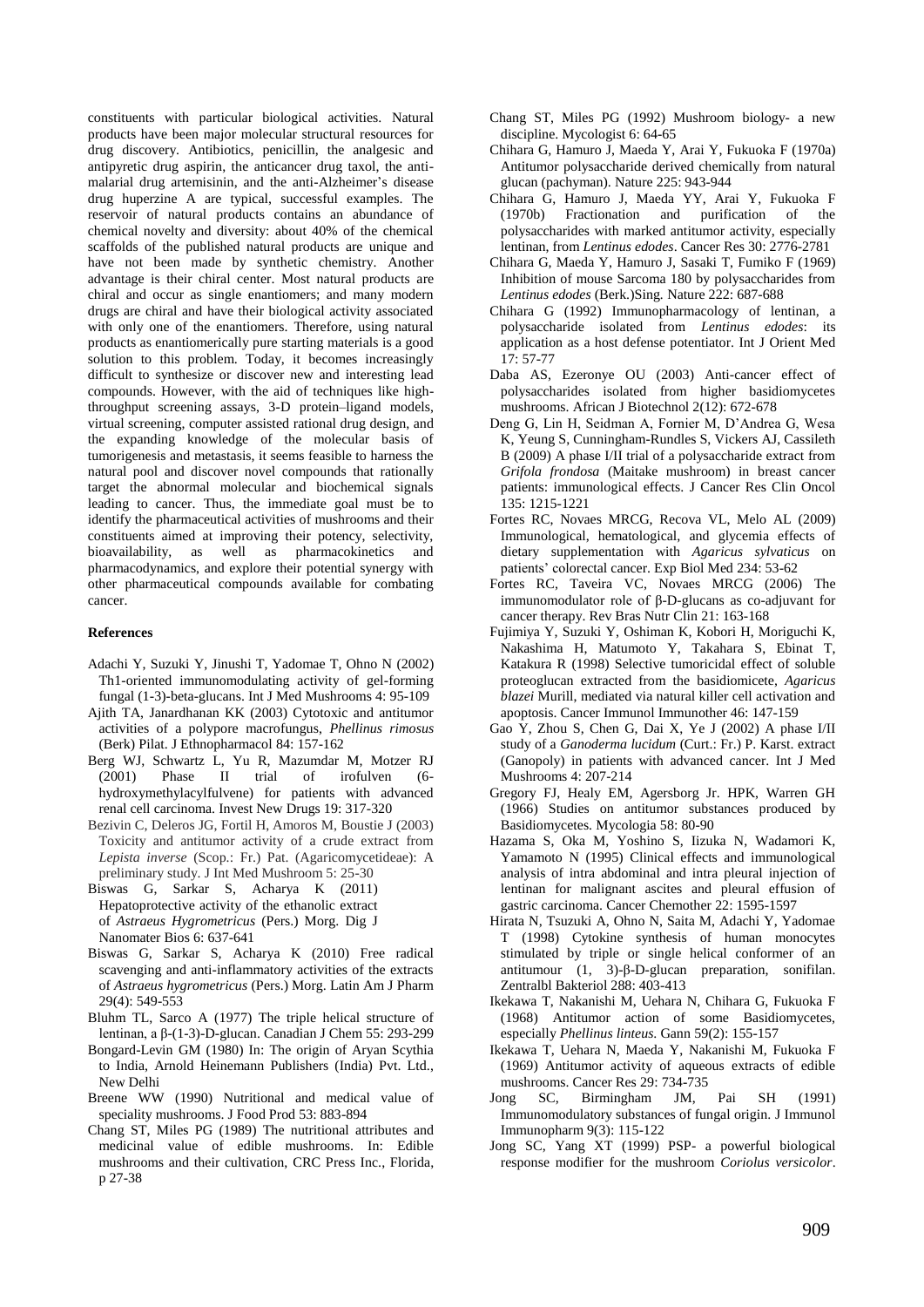constituents with particular biological activities. Natural products have been major molecular structural resources for drug discovery. Antibiotics, penicillin, the analgesic and antipyretic drug aspirin, the anticancer drug taxol, the anti-malarial drug artemisinin, and the anti-Alzheimer's disease drug huperzine A are typical, successful examples. The reservoir of natural products contains an abundance of chemical novelty and diversity: about 40% of the chemical scaffolds of the published natural products are unique and have not been made by synthetic chemistry. Another advantage is their chiral center. Most natural products are chiral and occur as single enantiomers; and many modern drugs are chiral and have their biological activity associated with only one of the enantiomers. Therefore, using natural products as enantiomerically pure starting materials is a good solution to this problem. Today, it becomes increasingly difficult to synthesize or discover new and interesting lead compounds. However, with the aid of techniques like high-throughput screening assays, 3-D protein–ligand models, virtual screening, computer assisted rational drug design, and the expanding knowledge of the molecular basis of tumorigenesis and metastasis, it seems feasible to harness the natural pool and discover novel compounds that rationally target the abnormal molecular and biochemical signals leading to cancer. Thus, the immediate goal must be to identify the pharmaceutical activities of mushrooms and their constituents aimed at improving their potency, selectivity, bioavailability, as well as pharmacokinetics and pharmacodynamics, and explore their potential synergy with other pharmaceutical compounds available for combating cancer.

## References

Adachi Y, Suzuki Y, Jinushi T, Yadomae T, Ohno N (2002) Th1-oriented immunomodulating activity of gel-forming fungal (1-3)-beta-glucans. Int J Med Mushrooms 4: 95-109

Ajith TA, Janardhanan KK (2003) Cytotoxic and antitumor activities of a polypore macrofungus, *Phellinus rimosus* (Berk) Pilat. J Ethnopharmacol 84: 157-162

Berg WJ, Schwartz L, Yu R, Mazumdar M, Motzer RJ (2001) Phase II trial of irofulven (6-hydroxymethylacylfulvene) for patients with advanced renal cell carcinoma. Invest New Drugs 19: 317-320

Bezivin C, Deleros JG, Fortil H, Amoros M, Boustie J (2003) Toxicity and antitumor activity of a crude extract from *Lepista inverse* (Scop.: Fr.) Pat. (Agaricomycetideae): A preliminary study. J Int Med Mushroom 5: 25-30

Biswas G, Sarkar S, Acharya K (2011) Hepatoprotective activity of the ethanolic extract of *Astraeus Hygrometricus* (Pers.) Morg. Dig J Nanomater Bios 6: 637-641

Biswas G, Sarkar S, Acharya K (2010) Free radical scavenging and anti-inflammatory activities of the extracts of *Astraeus hygrometricus* (Pers.) Morg. Latin Am J Pharm 29(4): 549-553

Bluhm TL, Sarco A (1977) The triple helical structure of lentinan, a β-(1-3)-D-glucan. Canadian J Chem 55: 293-299

Bongard-Levin GM (1980) In: The origin of Aryan Scythia to India, Arnold Heinemann Publishers (India) Pvt. Ltd., New Delhi

Breene WW (1990) Nutritional and medical value of speciality mushrooms. J Food Prod 53: 883-894

Chang ST, Miles PG (1989) The nutritional attributes and medicinal value of edible mushrooms. In: Edible mushrooms and their cultivation, CRC Press Inc., Florida, p 27-38

Chang ST, Miles PG (1992) Mushroom biology- a new discipline. Mycologist 6: 64-65

Chihara G, Hamuro J, Maeda Y, Arai Y, Fukuoka F (1970a) Antitumor polysaccharide derived chemically from natural glucan (pachyman). Nature 225: 943-944

Chihara G, Hamuro J, Maeda YY, Arai Y, Fukuoka F (1970b) Fractionation and purification of the polysaccharides with marked antitumor activity, especially lentinan, from *Lentinus edodes*. Cancer Res 30: 2776-2781

Chihara G, Maeda Y, Hamuro J, Sasaki T, Fumiko F (1969) Inhibition of mouse Sarcoma 180 by polysaccharides from *Lentinus edodes* (Berk.)Sing. Nature 222: 687-688

Chihara G (1992) Immunopharmacology of lentinan, a polysaccharide isolated from *Lentinus edodes*: its application as a host defense potentiator. Int J Orient Med 17: 57-77

Daba AS, Ezeronye OU (2003) Anti-cancer effect of polysaccharides isolated from higher basidiomycetes mushrooms. African J Biotechnol 2(12): 672-678

Deng G, Lin H, Seidman A, Fornier M, D'Andrea G, Wesa K, Yeung S, Cunningham-Rundles S, Vickers AJ, Cassileth B (2009) A phase I/II trial of a polysaccharide extract from *Grifola frondosa* (Maitake mushroom) in breast cancer patients: immunological effects. J Cancer Res Clin Oncol 135: 1215-1221

Fortes RC, Novaes MRCG, Recova VL, Melo AL (2009) Immunological, hematological, and glycemia effects of dietary supplementation with *Agaricus sylvaticus* on patients' colorectal cancer. Exp Biol Med 234: 53-62

Fortes RC, Taveira VC, Novaes MRCG (2006) The immunomodulator role of β-D-glucans as co-adjuvant for cancer therapy. Rev Bras Nutr Clin 21: 163-168

Fujimiya Y, Suzuki Y, Oshiman K, Kobori H, Moriguchi K, Nakashima H, Matumoto Y, Takahara S, Ebinat T, Katakura R (1998) Selective tumoricidal effect of soluble proteoglucan extracted from the basidiomicete, *Agaricus blazei* Murill, mediated via natural killer cell activation and apoptosis. Cancer Immunol Immunother 46: 147-159

Gao Y, Zhou S, Chen G, Dai X, Ye J (2002) A phase I/II study of a *Ganoderma lucidum* (Curt.: Fr.) P. Karst. extract (Ganopoly) in patients with advanced cancer. Int J Med Mushrooms 4: 207-214

Gregory FJ, Healy EM, Agersborg Jr. HPK, Warren GH (1966) Studies on antitumor substances produced by Basidiomycetes. Mycologia 58: 80-90

Hazama S, Oka M, Yoshino S, Iizuka N, Wadamori K, Yamamoto N (1995) Clinical effects and immunological analysis of intra abdominal and intra pleural injection of lentinan for malignant ascites and pleural effusion of gastric carcinoma. Cancer Chemother 22: 1595-1597

Hirata N, Tsuzuki A, Ohno N, Saita M, Adachi Y, Yadomae T (1998) Cytokine synthesis of human monocytes stimulated by triple or single helical conformer of an antitumour (1, 3)-β-D-glucan preparation, sonifilan. Zentralbl Bakteriol 288: 403-413

Ikekawa T, Nakanishi M, Uehara N, Chihara G, Fukuoka F (1968) Antitumor action of some Basidiomycetes, especially *Phellinus linteus*. Gann 59(2): 155-157

Ikekawa T, Uehara N, Maeda Y, Nakanishi M, Fukuoka F (1969) Antitumor activity of aqueous extracts of edible mushrooms. Cancer Res 29: 734-735

Jong SC, Birmingham JM, Pai SH (1991) Immunomodulatory substances of fungal origin. J Immunol Immunopharm 9(3): 115-122

Jong SC, Yang XT (1999) PSP- a powerful biological response modifier for the mushroom *Coriolus versicolor*.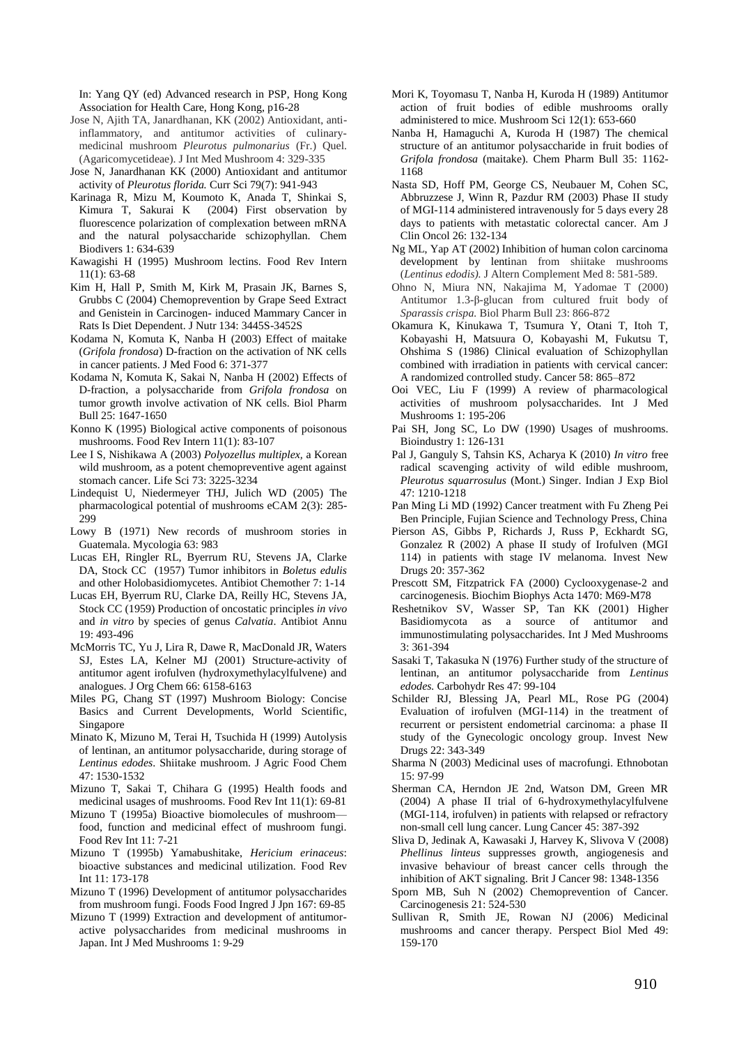In: Yang QY (ed) Advanced research in PSP, Hong Kong Association for Health Care, Hong Kong, p16-28

Jose N, Ajith TA, Janardhanan, KK (2002) Antioxidant, anti-inflammatory, and antitumor activities of culinary-medicinal mushroom *Pleurotus pulmonarius* (Fr.) Quel. (Agaricomycetideae). J Int Med Mushroom 4: 329-335

Jose N, Janardhanan KK (2000) Antioxidant and antitumor activity of *Pleurotus florida.* Curr Sci 79(7): 941-943

Karinaga R, Mizu M, Koumoto K, Anada T, Shinkai S, Kimura T, Sakurai K (2004) First observation by fluorescence polarization of complexation between mRNA and the natural polysaccharide schizophyllan. Chem Biodivers 1: 634-639

Kawagishi H (1995) Mushroom lectins. Food Rev Intern 11(1): 63-68

Kim H, Hall P, Smith M, Kirk M, Prasain JK, Barnes S, Grubbs C (2004) Chemoprevention by Grape Seed Extract and Genistein in Carcinogen- induced Mammary Cancer in Rats Is Diet Dependent. J Nutr 134: 3445S-3452S

Kodama N, Komuta K, Nanba H (2003) Effect of maitake (*Grifola frondosa*) D-fraction on the activation of NK cells in cancer patients. J Med Food 6: 371-377

Kodama N, Komuta K, Sakai N, Nanba H (2002) Effects of D-fraction, a polysaccharide from *Grifola frondosa* on tumor growth involve activation of NK cells. Biol Pharm Bull 25: 1647-1650

Konno K (1995) Biological active components of poisonous mushrooms. Food Rev Intern 11(1): 83-107

Lee I S, Nishikawa A (2003) *Polyozellus multiplex*, a Korean wild mushroom, as a potent chemopreventive agent against stomach cancer. Life Sci 73: 3225-3234

Lindequist U, Niedermeyer THJ, Julich WD (2005) The pharmacological potential of mushrooms eCAM 2(3): 285-299

Lowy B (1971) New records of mushroom stories in Guatemala. Mycologia 63: 983

Lucas EH, Ringler RL, Byerrum RU, Stevens JA, Clarke DA, Stock CC (1957) Tumor inhibitors in *Boletus edulis* and other Holobasidiomycetes. Antibiot Chemother 7: 1-14

Lucas EH, Byerrum RU, Clarke DA, Reilly HC, Stevens JA, Stock CC (1959) Production of oncostatic principles *in vivo* and *in vitro* by species of genus *Calvatia*. Antibiot Annu 19: 493-496

McMorris TC, Yu J, Lira R, Dawe R, MacDonald JR, Waters SJ, Estes LA, Kelner MJ (2001) Structure-activity of antitumor agent irofulven (hydroxymethylacylfulvene) and analogues. J Org Chem 66: 6158-6163

Miles PG, Chang ST (1997) Mushroom Biology: Concise Basics and Current Developments, World Scientific, Singapore

Minato K, Mizuno M, Terai H, Tsuchida H (1999) Autolysis of lentinan, an antitumor polysaccharide, during storage of *Lentinus edodes*. Shiitake mushroom. J Agric Food Chem 47: 1530-1532

Mizuno T, Sakai T, Chihara G (1995) Health foods and medicinal usages of mushrooms. Food Rev Int 11(1): 69-81

Mizuno T (1995a) Bioactive biomolecules of mushroom—food, function and medicinal effect of mushroom fungi. Food Rev Int 11: 7-21

Mizuno T (1995b) Yamabushitake, *Hericium erinaceus*: bioactive substances and medicinal utilization. Food Rev Int 11: 173-178

Mizuno T (1996) Development of antitumor polysaccharides from mushroom fungi. Foods Food Ingred J Jpn 167: 69-85

Mizuno T (1999) Extraction and development of antitumor-active polysaccharides from medicinal mushrooms in Japan. Int J Med Mushrooms 1: 9-29

Mori K, Toyomasu T, Nanba H, Kuroda H (1989) Antitumor action of fruit bodies of edible mushrooms orally administered to mice. Mushroom Sci 12(1): 653-660

Nanba H, Hamaguchi A, Kuroda H (1987) The chemical structure of an antitumor polysaccharide in fruit bodies of *Grifola frondosa* (maitake). Chem Pharm Bull 35: 1162-1168

Nasta SD, Hoff PM, George CS, Neubauer M, Cohen SC, Abbruzzese J, Winn R, Pazdur RM (2003) Phase II study of MGI-114 administered intravenously for 5 days every 28 days to patients with metastatic colorectal cancer. Am J Clin Oncol 26: 132-134

Ng ML, Yap AT (2002) Inhibition of human colon carcinoma development by lentinan from shiitake mushrooms (*Lentinus edodis).* J Altern Complement Med 8: 581-589.

Ohno N, Miura NN, Nakajima M, Yadomae T (2000) Antitumor 1.3-β-glucan from cultured fruit body of *Sparassis crispa.* Biol Pharm Bull 23: 866-872

Okamura K, Kinukawa T, Tsumura Y, Otani T, Itoh T, Kobayashi H, Matsuura O, Kobayashi M, Fukutsu T, Ohshima S (1986) Clinical evaluation of Schizophyllan combined with irradiation in patients with cervical cancer: A randomized controlled study. Cancer 58: 865–872

Ooi VEC, Liu F (1999) A review of pharmacological activities of mushroom polysaccharides. Int J Med Mushrooms 1: 195-206

Pai SH, Jong SC, Lo DW (1990) Usages of mushrooms. Bioindustry 1: 126-131

Pal J, Ganguly S, Tahsin KS, Acharya K (2010) *In vitro* free radical scavenging activity of wild edible mushroom, *Pleurotus squarrosulus* (Mont.) Singer. Indian J Exp Biol 47: 1210-1218

Pan Ming Li MD (1992) Cancer treatment with Fu Zheng Pei Ben Principle, Fujian Science and Technology Press, China

Pierson AS, Gibbs P, Richards J, Russ P, Eckhardt SG, Gonzalez R (2002) A phase II study of Irofulven (MGI 114) in patients with stage IV melanoma. Invest New Drugs 20: 357-362

Prescott SM, Fitzpatrick FA (2000) Cyclooxygenase-2 and carcinogenesis. Biochim Biophys Acta 1470: M69-M78

Reshetnikov SV, Wasser SP, Tan KK (2001) Higher Basidiomycota as a source of antitumor and immunostimulating polysaccharides. Int J Med Mushrooms 3: 361-394

Sasaki T, Takasuka N (1976) Further study of the structure of lentinan, an antitumor polysaccharide from *Lentinus edodes.* Carbohydr Res 47: 99-104

Schilder RJ, Blessing JA, Pearl ML, Rose PG (2004) Evaluation of irofulven (MGI-114) in the treatment of recurrent or persistent endometrial carcinoma: a phase II study of the Gynecologic oncology group. Invest New Drugs 22: 343-349

Sharma N (2003) Medicinal uses of macrofungi. Ethnobotan 15: 97-99

Sherman CA, Herndon JE 2nd, Watson DM, Green MR (2004) A phase II trial of 6-hydroxymethylacylfulvene (MGI-114, irofulven) in patients with relapsed or refractory non-small cell lung cancer. Lung Cancer 45: 387-392

Sliva D, Jedinak A, Kawasaki J, Harvey K, Slivova V (2008) *Phellinus linteus* suppresses growth, angiogenesis and invasive behaviour of breast cancer cells through the inhibition of AKT signaling. Brit J Cancer 98: 1348-1356

Sporn MB, Suh N (2002) Chemoprevention of Cancer. Carcinogenesis 21: 524-530

Sullivan R, Smith JE, Rowan NJ (2006) Medicinal mushrooms and cancer therapy. Perspect Biol Med 49: 159-170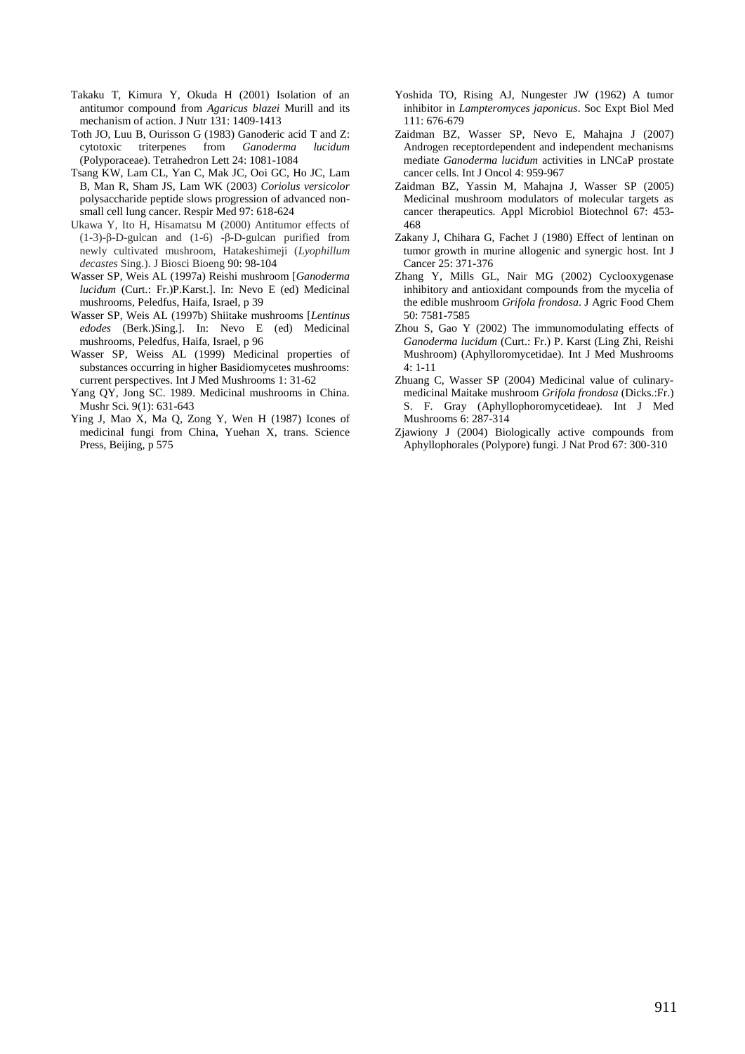Takaku T, Kimura Y, Okuda H (2001) Isolation of an antitumor compound from *Agaricus blazei* Murill and its mechanism of action. J Nutr 131: 1409-1413

Toth JO, Luu B, Ourisson G (1983) Ganoderic acid T and Z: cytotoxic triterpenes from *Ganoderma lucidum* (Polyporaceae). Tetrahedron Lett 24: 1081-1084

Tsang KW, Lam CL, Yan C, Mak JC, Ooi GC, Ho JC, Lam B, Man R, Sham JS, Lam WK (2003) *Coriolus versicolor* polysaccharide peptide slows progression of advanced non-small cell lung cancer. Respir Med 97: 618-624

Ukawa Y, Ito H, Hisamatsu M (2000) Antitumor effects of (1-3)-β-D-gulcan and (1-6) -β-D-gulcan purified from newly cultivated mushroom, Hatakeshimeji (*Lyophillum decastes* Sing.). J Biosci Bioeng 90: 98-104

Wasser SP, Weis AL (1997a) Reishi mushroom [*Ganoderma lucidum* (Curt.: Fr.)P.Karst.]. In: Nevo E (ed) Medicinal mushrooms, Peledfus, Haifa, Israel, p 39

Wasser SP, Weis AL (1997b) Shiitake mushrooms [*Lentinus edodes* (Berk.)Sing.]. In: Nevo E (ed) Medicinal mushrooms, Peledfus, Haifa, Israel, p 96

Wasser SP, Weiss AL (1999) Medicinal properties of substances occurring in higher Basidiomycetes mushrooms: current perspectives. Int J Med Mushrooms 1: 31-62

Yang QY, Jong SC. 1989. Medicinal mushrooms in China. Mushr Sci. 9(1): 631-643

Ying J, Mao X, Ma Q, Zong Y, Wen H (1987) Icones of medicinal fungi from China, Yuehan X, trans. Science Press, Beijing, p 575

Yoshida TO, Rising AJ, Nungester JW (1962) A tumor inhibitor in *Lampteromyces japonicus*. Soc Expt Biol Med 111: 676-679

Zaidman BZ, Wasser SP, Nevo E, Mahajna J (2007) Androgen receptordependent and independent mechanisms mediate *Ganoderma lucidum* activities in LNCaP prostate cancer cells. Int J Oncol 4: 959-967

Zaidman BZ, Yassin M, Mahajna J, Wasser SP (2005) Medicinal mushroom modulators of molecular targets as cancer therapeutics. Appl Microbiol Biotechnol 67: 453-468

Zakany J, Chihara G, Fachet J (1980) Effect of lentinan on tumor growth in murine allogenic and synergic host. Int J Cancer 25: 371-376

Zhang Y, Mills GL, Nair MG (2002) Cyclooxygenase inhibitory and antioxidant compounds from the mycelia of the edible mushroom *Grifola frondosa*. J Agric Food Chem 50: 7581-7585

Zhou S, Gao Y (2002) The immunomodulating effects of *Ganoderma lucidum* (Curt.: Fr.) P. Karst (Ling Zhi, Reishi Mushroom) (Aphylloromycetidae). Int J Med Mushrooms 4: 1-11

Zhuang C, Wasser SP (2004) Medicinal value of culinary-medicinal Maitake mushroom *Grifola frondosa* (Dicks.:Fr.) S. F. Gray (Aphyllophoromycetideae). Int J Med Mushrooms 6: 287-314

Zjawiony J (2004) Biologically active compounds from Aphyllophorales (Polypore) fungi. J Nat Prod 67: 300-310